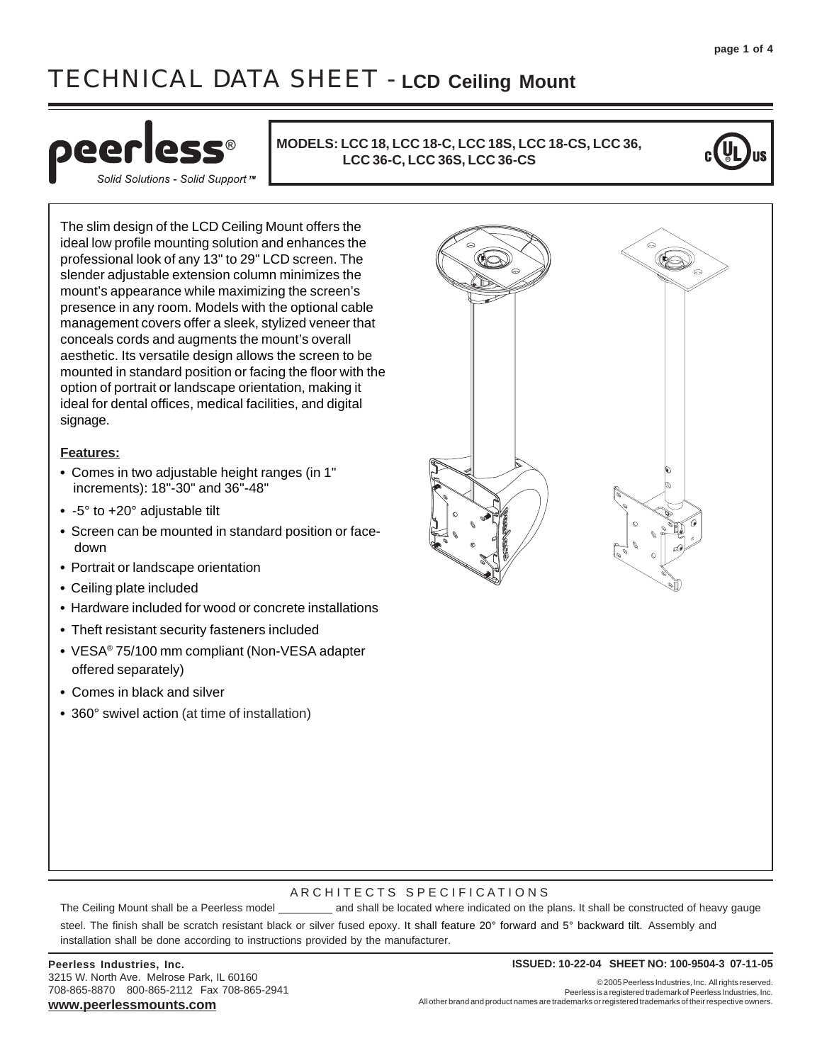# TECHNICAL DATA SHEET - LCD Ceiling Mount

**peerless**®
*Solid Solutions - Solid Support™*

**MODELS: LCC 18, LCC 18-C, LCC 18S, LCC 18-CS, LCC 36, LCC 36-C, LCC 36S, LCC 36-CS**

The slim design of the LCD Ceiling Mount offers the ideal low profile mounting solution and enhances the professional look of any 13" to 29" LCD screen. The slender adjustable extension column minimizes the mount's appearance while maximizing the screen's presence in any room. Models with the optional cable management covers offer a sleek, stylized veneer that conceals cords and augments the mount's overall aesthetic. Its versatile design allows the screen to be mounted in standard position or facing the floor with the option of portrait or landscape orientation, making it ideal for dental offices, medical facilities, and digital signage.

**Features:**

- Comes in two adjustable height ranges (in 1" increments): 18"-30" and 36"-48"
- -5° to +20° adjustable tilt
- Screen can be mounted in standard position or face-down
- Portrait or landscape orientation
- Ceiling plate included
- Hardware included for wood or concrete installations
- Theft resistant security fasteners included
- VESA® 75/100 mm compliant (Non-VESA adapter offered separately)
- Comes in black and silver
- 360° swivel action (at time of installation)

## ARCHITECTS SPECIFICATIONS

The Ceiling Mount shall be a Peerless model _________ and shall be located where indicated on the plans. It shall be constructed of heavy gauge steel. The finish shall be scratch resistant black or silver fused epoxy. It shall feature 20° forward and 5° backward tilt. Assembly and installation shall be done according to instructions provided by the manufacturer.

**Peerless Industries, Inc.**
3215 W. North Ave. Melrose Park, IL 60160
708-865-8870 800-865-2112 Fax 708-865-2941
**www.peerlessmounts.com**

**ISSUED: 10-22-04 SHEET NO: 100-9504-3 07-11-05**

© 2005 Peerless Industries, Inc. All rights reserved.
Peerless is a registered trademark of Peerless Industries, Inc.
All other brand and product names are trademarks or registered trademarks of their respective owners.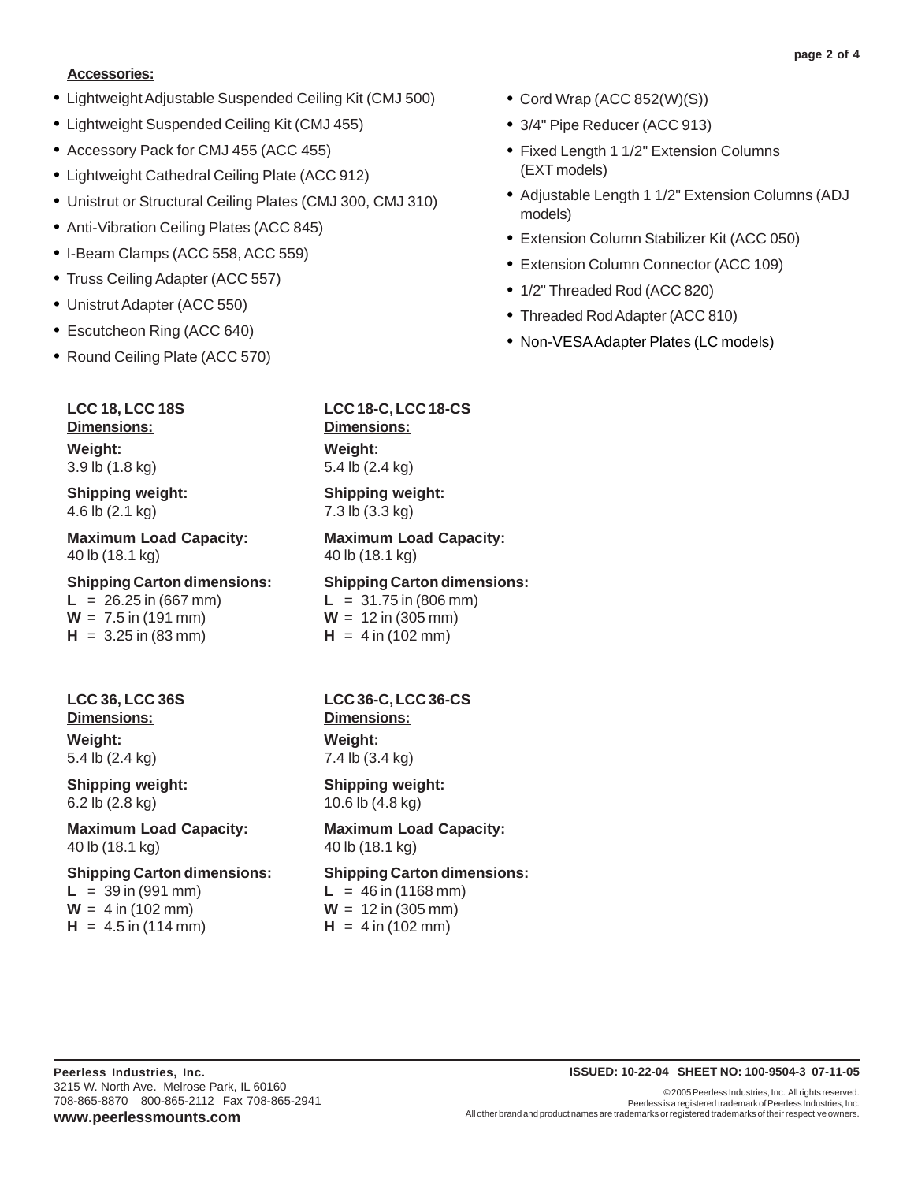**Accessories:**

- Lightweight Adjustable Suspended Ceiling Kit (CMJ 500)
- Lightweight Suspended Ceiling Kit (CMJ 455)
- Accessory Pack for CMJ 455 (ACC 455)
- Lightweight Cathedral Ceiling Plate (ACC 912)
- Unistrut or Structural Ceiling Plates (CMJ 300, CMJ 310)
- Anti-Vibration Ceiling Plates (ACC 845)
- I-Beam Clamps (ACC 558, ACC 559)
- Truss Ceiling Adapter (ACC 557)
- Unistrut Adapter (ACC 550)
- Escutcheon Ring (ACC 640)
- Round Ceiling Plate (ACC 570)
- Cord Wrap (ACC 852(W)(S))
- 3/4" Pipe Reducer (ACC 913)
- Fixed Length 1 1/2" Extension Columns (EXT models)
- Adjustable Length 1 1/2" Extension Columns (ADJ models)
- Extension Column Stabilizer Kit (ACC 050)
- Extension Column Connector (ACC 109)
- 1/2" Threaded Rod (ACC 820)
- Threaded Rod Adapter (ACC 810)
- Non-VESA Adapter Plates (LC models)

**LCC 18, LCC 18S**
**Dimensions:**

**Weight:**
3.9 lb (1.8 kg)

**Shipping weight:**
4.6 lb (2.1 kg)

**Maximum Load Capacity:**
40 lb (18.1 kg)

**Shipping Carton dimensions:**
**L** = 26.25 in (667 mm)
**W** = 7.5 in (191 mm)
**H** = 3.25 in (83 mm)

**LCC 18-C, LCC 18-CS**
**Dimensions:**

**Weight:**
5.4 lb (2.4 kg)

**Shipping weight:**
7.3 lb (3.3 kg)

**Maximum Load Capacity:**
40 lb (18.1 kg)

**Shipping Carton dimensions:**
**L** = 31.75 in (806 mm)
**W** = 12 in (305 mm)
**H** = 4 in (102 mm)

**LCC 36, LCC 36S**
**Dimensions:**

**Weight:**
5.4 lb (2.4 kg)

**Shipping weight:**
6.2 lb (2.8 kg)

**Maximum Load Capacity:**
40 lb (18.1 kg)

**Shipping Carton dimensions:**
**L** = 39 in (991 mm)
**W** = 4 in (102 mm)
**H** = 4.5 in (114 mm)

**LCC 36-C, LCC 36-CS**
**Dimensions:**

**Weight:**
7.4 lb (3.4 kg)

**Shipping weight:**
10.6 lb (4.8 kg)

**Maximum Load Capacity:**
40 lb (18.1 kg)

**Shipping Carton dimensions:**
**L** = 46 in (1168 mm)
**W** = 12 in (305 mm)
**H** = 4 in (102 mm)

**Peerless Industries, Inc.**
3215 W. North Ave. Melrose Park, IL 60160
708-865-8870 800-865-2112 Fax 708-865-2941
**www.peerlessmounts.com**

**ISSUED: 10-22-04 SHEET NO: 100-9504-3 07-11-05**

© 2005 Peerless Industries, Inc. All rights reserved.
Peerless is a registered trademark of Peerless Industries, Inc.
All other brand and product names are trademarks or registered trademarks of their respective owners.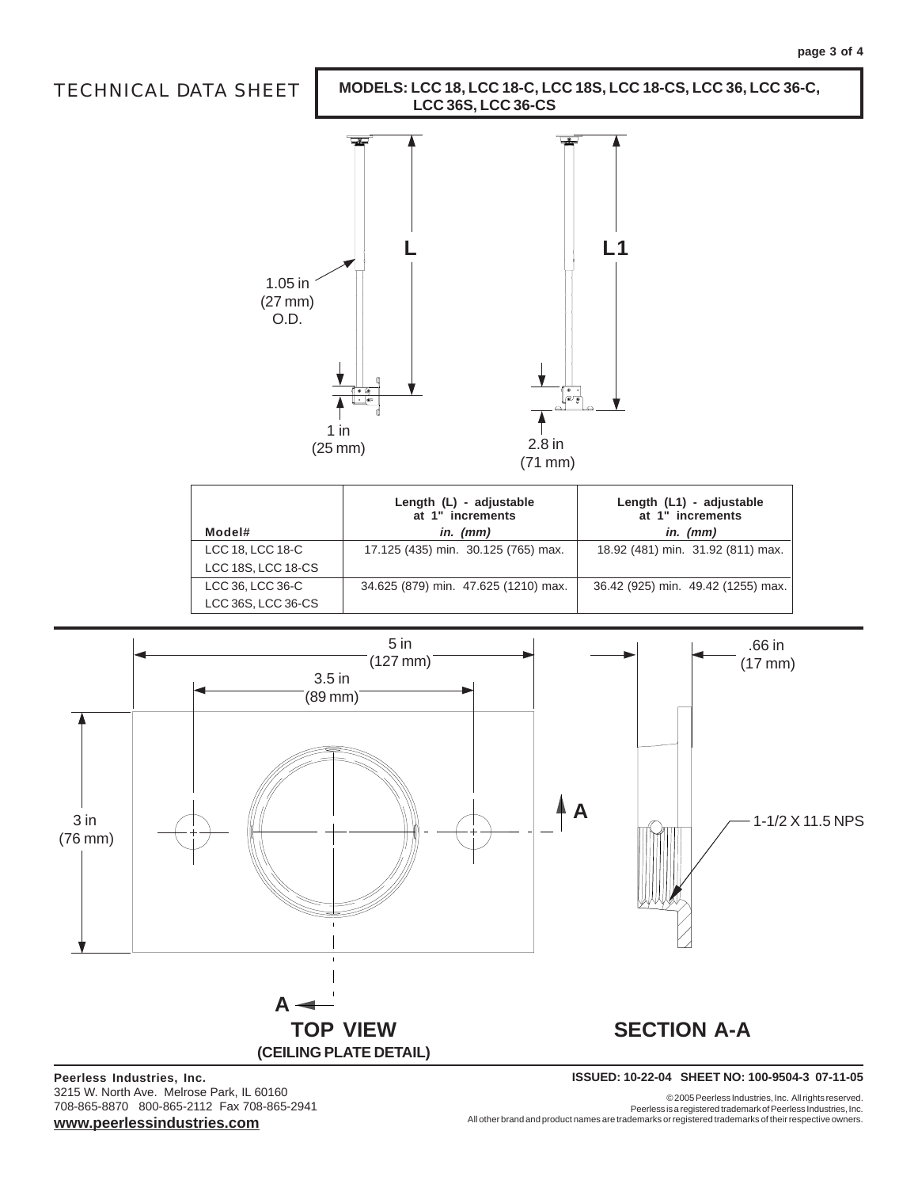TECHNICAL DATA SHEET

**MODELS: LCC 18, LCC 18-C, LCC 18S, LCC 18-CS, LCC 36, LCC 36-C, LCC 36S, LCC 36-CS**

L

L1

1.05 in
(27 mm)
O.D.

1 in
(25 mm)

2.8 in
(71 mm)

| Model# | Length (L) - adjustable at 1" increments *in. (mm)* | Length (L1) - adjustable at 1" increments *in. (mm)* |
|---|---|---|
| LCC 18, LCC 18-C<br>LCC 18S, LCC 18-CS | 17.125 (435) min. 30.125 (765) max. | 18.92 (481) min. 31.92 (811) max. |
| LCC 36, LCC 36-C<br>LCC 36S, LCC 36-CS | 34.625 (879) min. 47.625 (1210) max. | 36.42 (925) min. 49.42 (1255) max. |

5 in
(127 mm)

3.5 in
(89 mm)

3 in
(76 mm)

.66 in
(17 mm)

1-1/2 X 11.5 NPS

A

A

**TOP VIEW**
**(CEILING PLATE DETAIL)**

**SECTION A-A**

**Peerless Industries, Inc.**
3215 W. North Ave. Melrose Park, IL 60160
708-865-8870 800-865-2112 Fax 708-865-2941
**www.peerlessindustries.com**

**ISSUED: 10-22-04 SHEET NO: 100-9504-3 07-11-05**

© 2005 Peerless Industries, Inc. All rights reserved.
Peerless is a registered trademark of Peerless Industries, Inc.
All other brand and product names are trademarks or registered trademarks of their respective owners.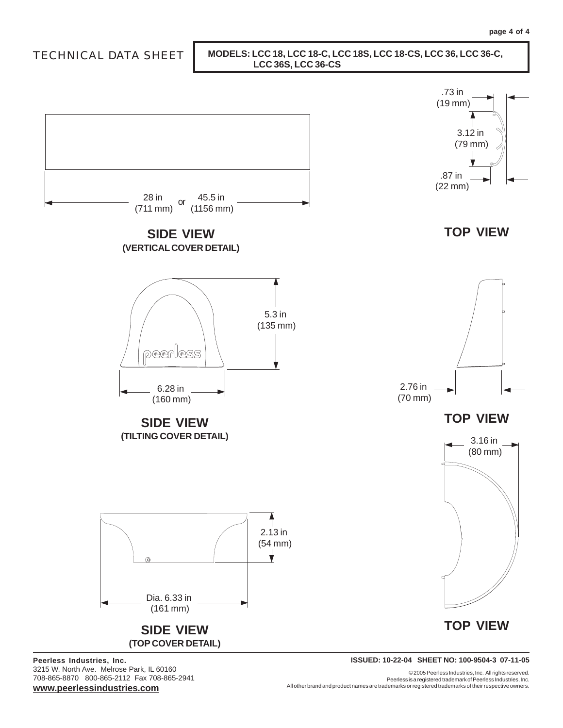TECHNICAL DATA SHEET

**MODELS: LCC 18, LCC 18-C, LCC 18S, LCC 18-CS, LCC 36, LCC 36-C, LCC 36S, LCC 36-CS**

28 in (711 mm) or 45.5 in (1156 mm)

**SIDE VIEW**
**(VERTICAL COVER DETAIL)**

.73 in (19 mm)

3.12 in (79 mm)

.87 in (22 mm)

**TOP VIEW**

5.3 in (135 mm)

6.28 in (160 mm)

**SIDE VIEW**
**(TILTING COVER DETAIL)**

2.76 in (70 mm)

**TOP VIEW**

2.13 in (54 mm)

Dia. 6.33 in (161 mm)

**SIDE VIEW**
**(TOP COVER DETAIL)**

3.16 in (80 mm)

**TOP VIEW**

**Peerless Industries, Inc.**
3215 W. North Ave. Melrose Park, IL 60160
708-865-8870 800-865-2112 Fax 708-865-2941
**www.peerlessindustries.com**

**ISSUED: 10-22-04 SHEET NO: 100-9504-3 07-11-05**

© 2005 Peerless Industries, Inc. All rights reserved.
Peerless is a registered trademark of Peerless Industries, Inc.
All other brand and product names are trademarks or registered trademarks of their respective owners.